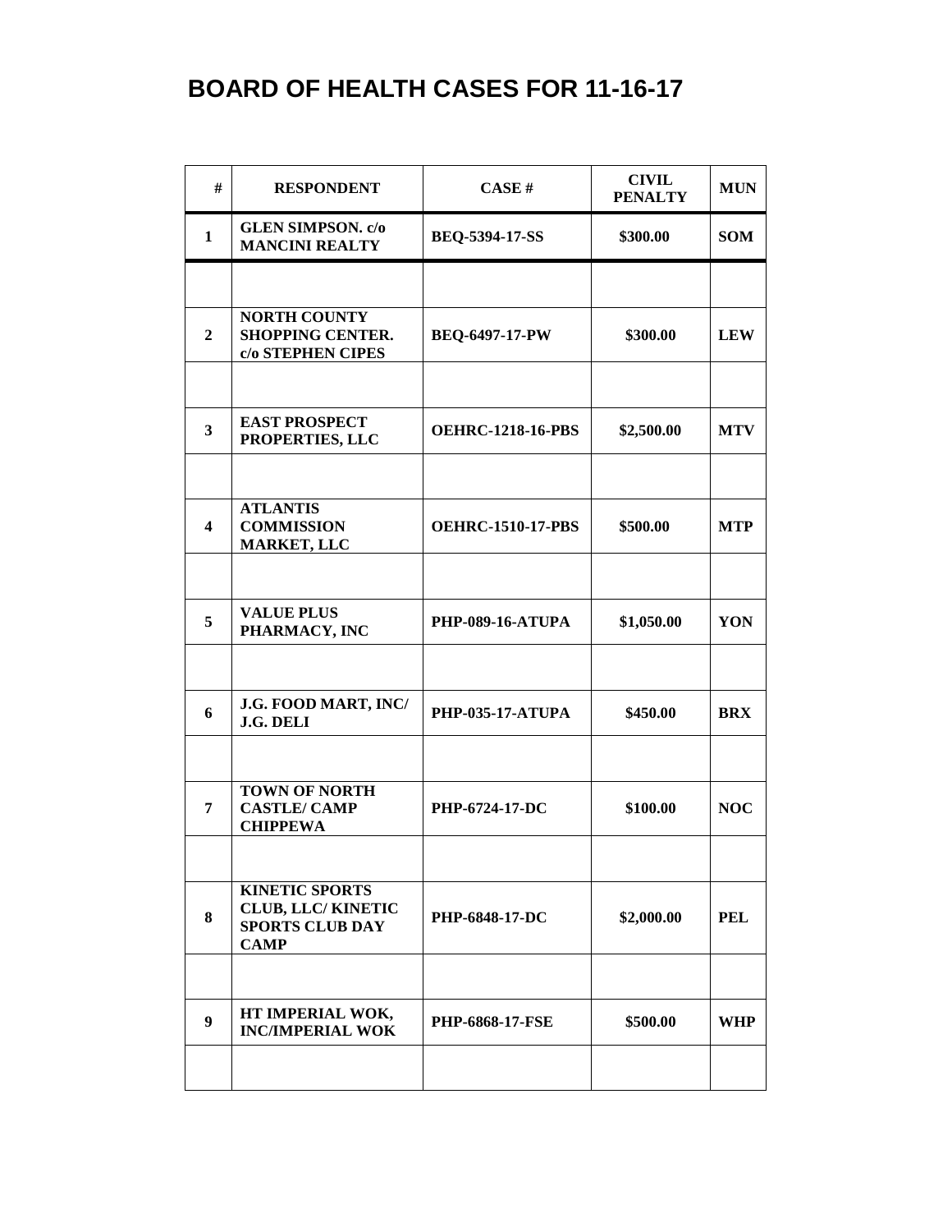# BOARD OF HEALTH CASES FOR 11-16-17

| # | RESPONDENT | CASE # | CIVIL PENALTY | MUN |
|---|---|---|---|---|
| 1 | GLEN SIMPSON. c/o MANCINI REALTY | BEQ-5394-17-SS | $300.00 | SOM |
| | | | | |
| 2 | NORTH COUNTY SHOPPING CENTER. c/o STEPHEN CIPES | BEQ-6497-17-PW | $300.00 | LEW |
| | | | | |
| 3 | EAST PROSPECT PROPERTIES, LLC | OEHRC-1218-16-PBS | $2,500.00 | MTV |
| | | | | |
| 4 | ATLANTIS COMMISSION MARKET, LLC | OEHRC-1510-17-PBS | $500.00 | MTP |
| | | | | |
| 5 | VALUE PLUS PHARMACY, INC | PHP-089-16-ATUPA | $1,050.00 | YON |
| | | | | |
| 6 | J.G. FOOD MART, INC/ J.G. DELI | PHP-035-17-ATUPA | $450.00 | BRX |
| | | | | |
| 7 | TOWN OF NORTH CASTLE/ CAMP CHIPPEWA | PHP-6724-17-DC | $100.00 | NOC |
| | | | | |
| 8 | KINETIC SPORTS CLUB, LLC/ KINETIC SPORTS CLUB DAY CAMP | PHP-6848-17-DC | $2,000.00 | PEL |
| | | | | |
| 9 | HT IMPERIAL WOK, INC/IMPERIAL WOK | PHP-6868-17-FSE | $500.00 | WHP |
| | | | | |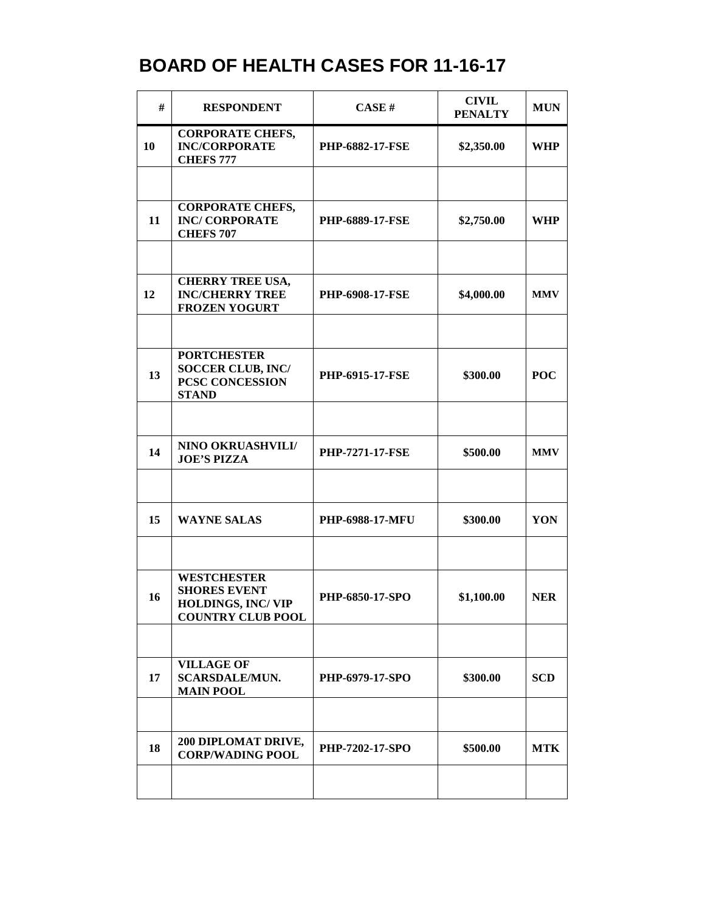# BOARD OF HEALTH CASES FOR 11-16-17

| # | RESPONDENT | CASE # | CIVIL PENALTY | MUN |
|---|---|---|---|---|
| 10 | CORPORATE CHEFS, INC/CORPORATE CHEFS 777 | PHP-6882-17-FSE | $2,350.00 | WHP |
| | | | | |
| 11 | CORPORATE CHEFS, INC/ CORPORATE CHEFS 707 | PHP-6889-17-FSE | $2,750.00 | WHP |
| | | | | |
| 12 | CHERRY TREE USA, INC/CHERRY TREE FROZEN YOGURT | PHP-6908-17-FSE | $4,000.00 | MMV |
| | | | | |
| 13 | PORTCHESTER SOCCER CLUB, INC/ PCSC CONCESSION STAND | PHP-6915-17-FSE | $300.00 | POC |
| | | | | |
| 14 | NINO OKRUASHVILI/ JOE'S PIZZA | PHP-7271-17-FSE | $500.00 | MMV |
| | | | | |
| 15 | WAYNE SALAS | PHP-6988-17-MFU | $300.00 | YON |
| | | | | |
| 16 | WESTCHESTER SHORES EVENT HOLDINGS, INC/ VIP COUNTRY CLUB POOL | PHP-6850-17-SPO | $1,100.00 | NER |
| | | | | |
| 17 | VILLAGE OF SCARSDALE/MUN. MAIN POOL | PHP-6979-17-SPO | $300.00 | SCD |
| | | | | |
| 18 | 200 DIPLOMAT DRIVE, CORP/WADING POOL | PHP-7202-17-SPO | $500.00 | MTK |
| | | | | |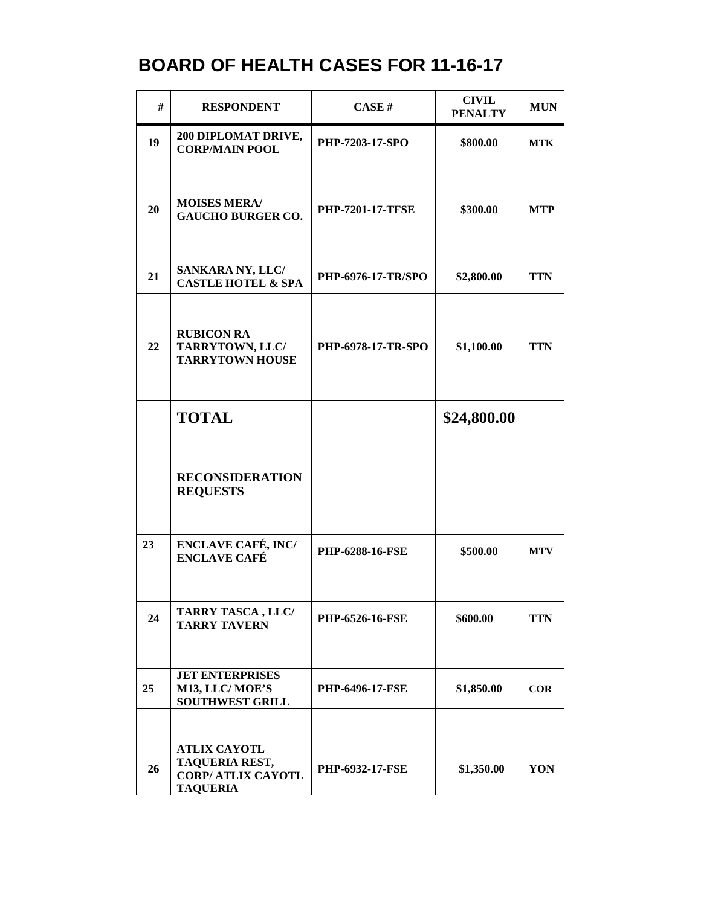# BOARD OF HEALTH CASES FOR 11-16-17

| # | RESPONDENT | CASE # | CIVIL PENALTY | MUN |
|---|---|---|---|---|
| 19 | 200 DIPLOMAT DRIVE, CORP/MAIN POOL | PHP-7203-17-SPO | \$800.00 | MTK |
| | | | | |
| 20 | MOISES MERA/ GAUCHO BURGER CO. | PHP-7201-17-TFSE | \$300.00 | MTP |
| | | | | |
| 21 | SANKARA NY, LLC/ CASTLE HOTEL & SPA | PHP-6976-17-TR/SPO | \$2,800.00 | TTN |
| | | | | |
| 22 | RUBICON RA TARRYTOWN, LLC/ TARRYTOWN HOUSE | PHP-6978-17-TR-SPO | \$1,100.00 | TTN |
| | | | | |
| | **TOTAL** | | **\$24,800.00** | |
| | | | | |
| | **RECONSIDERATION REQUESTS** | | | |
| | | | | |
| 23 | ENCLAVE CAFÉ, INC/ ENCLAVE CAFÉ | PHP-6288-16-FSE | \$500.00 | MTV |
| | | | | |
| 24 | TARRY TASCA , LLC/ TARRY TAVERN | PHP-6526-16-FSE | \$600.00 | TTN |
| | | | | |
| 25 | JET ENTERPRISES M13, LLC/ MOE'S SOUTHWEST GRILL | PHP-6496-17-FSE | \$1,850.00 | COR |
| | | | | |
| 26 | ATLIX CAYOTL TAQUERIA REST, CORP/ ATLIX CAYOTL TAQUERIA | PHP-6932-17-FSE | \$1,350.00 | YON |